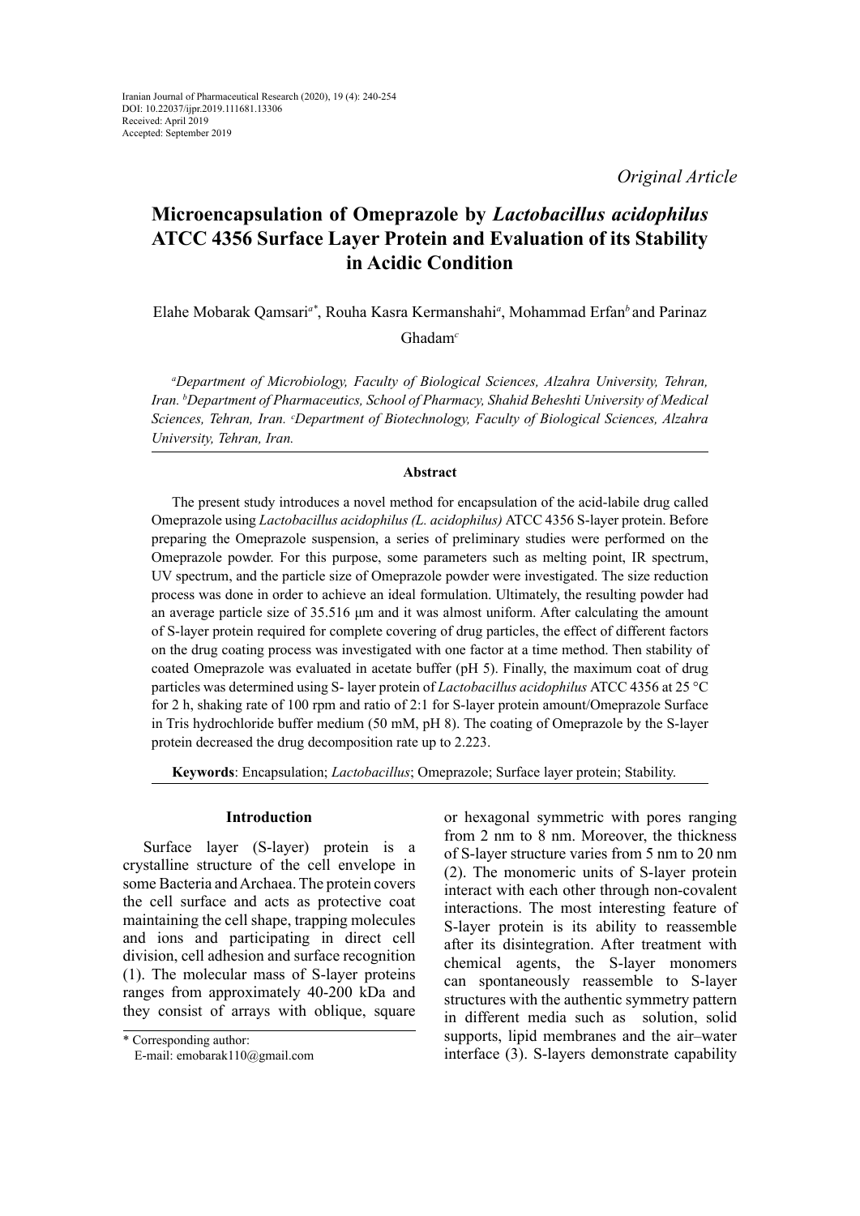*Original Article*

# Microencapsulation of Omeprazole by *Lactobacillus acidophilus* ATCC 4356 Surface Layer Protein and Evaluation of its Stability in Acidic Condition

Elahe Mobarak Qamsari[a*], Rouha Kasra Kermanshahi[a], Mohammad Erfan[b] and Parinaz Ghadam[c]

*[a]Department of Microbiology, Faculty of Biological Sciences, Alzahra University, Tehran, Iran. [b]Department of Pharmaceutics, School of Pharmacy, Shahid Beheshti University of Medical Sciences, Tehran, Iran. [c]Department of Biotechnology, Faculty of Biological Sciences, Alzahra University, Tehran, Iran.*

### Abstract

The present study introduces a novel method for encapsulation of the acid-labile drug called Omeprazole using *Lactobacillus acidophilus (L. acidophilus)* ATCC 4356 S-layer protein. Before preparing the Omeprazole suspension, a series of preliminary studies were performed on the Omeprazole powder. For this purpose, some parameters such as melting point, IR spectrum, UV spectrum, and the particle size of Omeprazole powder were investigated. The size reduction process was done in order to achieve an ideal formulation. Ultimately, the resulting powder had an average particle size of 35.516 μm and it was almost uniform. After calculating the amount of S-layer protein required for complete covering of drug particles, the effect of different factors on the drug coating process was investigated with one factor at a time method. Then stability of coated Omeprazole was evaluated in acetate buffer (pH 5). Finally, the maximum coat of drug particles was determined using S- layer protein of *Lactobacillus acidophilus* ATCC 4356 at 25 °C for 2 h, shaking rate of 100 rpm and ratio of 2:1 for S-layer protein amount/Omeprazole Surface in Tris hydrochloride buffer medium (50 mM, pH 8). The coating of Omeprazole by the S-layer protein decreased the drug decomposition rate up to 2.223.

**Keywords**: Encapsulation; *Lactobacillus*; Omeprazole; Surface layer protein; Stability.

## Introduction

Surface layer (S-layer) protein is a crystalline structure of the cell envelope in some Bacteria and Archaea. The protein covers the cell surface and acts as protective coat maintaining the cell shape, trapping molecules and ions and participating in direct cell division, cell adhesion and surface recognition (1). The molecular mass of S-layer proteins ranges from approximately 40-200 kDa and they consist of arrays with oblique, square or hexagonal symmetric with pores ranging from 2 nm to 8 nm. Moreover, the thickness of S-layer structure varies from 5 nm to 20 nm (2). The monomeric units of S-layer protein interact with each other through non-covalent interactions. The most interesting feature of S-layer protein is its ability to reassemble after its disintegration. After treatment with chemical agents, the S-layer monomers can spontaneously reassemble to S-layer structures with the authentic symmetry pattern in different media such as solution, solid supports, lipid membranes and the air–water interface (3). S-layers demonstrate capability

\* Corresponding author:
E-mail: emobarak110@gmail.com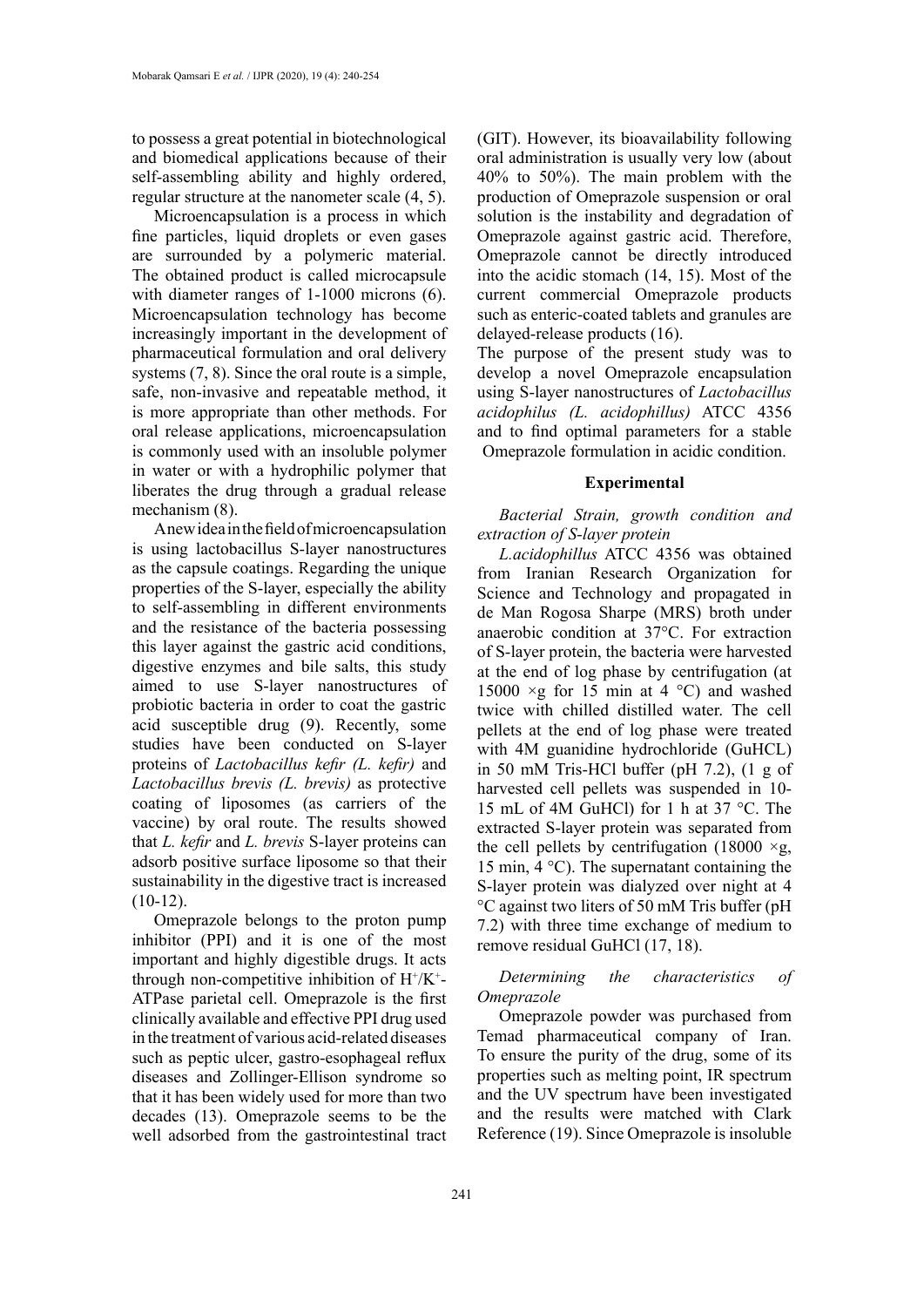to possess a great potential in biotechnological and biomedical applications because of their self-assembling ability and highly ordered, regular structure at the nanometer scale (4, 5).

Microencapsulation is a process in which fine particles, liquid droplets or even gases are surrounded by a polymeric material. The obtained product is called microcapsule with diameter ranges of 1-1000 microns (6). Microencapsulation technology has become increasingly important in the development of pharmaceutical formulation and oral delivery systems (7, 8). Since the oral route is a simple, safe, non-invasive and repeatable method, it is more appropriate than other methods. For oral release applications, microencapsulation is commonly used with an insoluble polymer in water or with a hydrophilic polymer that liberates the drug through a gradual release mechanism (8).

A new idea in the field of microencapsulation is using lactobacillus S-layer nanostructures as the capsule coatings. Regarding the unique properties of the S-layer, especially the ability to self-assembling in different environments and the resistance of the bacteria possessing this layer against the gastric acid conditions, digestive enzymes and bile salts, this study aimed to use S-layer nanostructures of probiotic bacteria in order to coat the gastric acid susceptible drug (9). Recently, some studies have been conducted on S-layer proteins of *Lactobacillus kefir (L. kefir)* and *Lactobacillus brevis (L. brevis)* as protective coating of liposomes (as carriers of the vaccine) by oral route. The results showed that *L. kefir* and *L. brevis* S-layer proteins can adsorb positive surface liposome so that their sustainability in the digestive tract is increased (10-12).

Omeprazole belongs to the proton pump inhibitor (PPI) and it is one of the most important and highly digestible drugs. It acts through non-competitive inhibition of $H^+/K^+$-ATPase parietal cell. Omeprazole is the first clinically available and effective PPI drug used in the treatment of various acid-related diseases such as peptic ulcer, gastro-esophageal reflux diseases and Zollinger-Ellison syndrome so that it has been widely used for more than two decades (13). Omeprazole seems to be the well adsorbed from the gastrointestinal tract (GIT). However, its bioavailability following oral administration is usually very low (about 40% to 50%). The main problem with the production of Omeprazole suspension or oral solution is the instability and degradation of Omeprazole against gastric acid. Therefore, Omeprazole cannot be directly introduced into the acidic stomach (14, 15). Most of the current commercial Omeprazole products such as enteric-coated tablets and granules are delayed-release products (16).

The purpose of the present study was to develop a novel Omeprazole encapsulation using S-layer nanostructures of *Lactobacillus acidophilus (L. acidophillus)* ATCC 4356 and to find optimal parameters for a stable Omeprazole formulation in acidic condition.

## Experimental

### *Bacterial Strain, growth condition and extraction of S-layer protein*

*L.acidophillus* ATCC 4356 was obtained from Iranian Research Organization for Science and Technology and propagated in de Man Rogosa Sharpe (MRS) broth under anaerobic condition at 37°C. For extraction of S-layer protein, the bacteria were harvested at the end of log phase by centrifugation (at 15000 ×g for 15 min at 4 °C) and washed twice with chilled distilled water. The cell pellets at the end of log phase were treated with 4M guanidine hydrochloride (GuHCL) in 50 mM Tris-HCl buffer (pH 7.2), (1 g of harvested cell pellets was suspended in 10-15 mL of 4M GuHCl) for 1 h at 37 °C. The extracted S-layer protein was separated from the cell pellets by centrifugation (18000 ×g, 15 min, 4 °C). The supernatant containing the S-layer protein was dialyzed over night at 4 °C against two liters of 50 mM Tris buffer (pH 7.2) with three time exchange of medium to remove residual GuHCl (17, 18).

### *Determining the characteristics of Omeprazole*

Omeprazole powder was purchased from Temad pharmaceutical company of Iran. To ensure the purity of the drug, some of its properties such as melting point, IR spectrum and the UV spectrum have been investigated and the results were matched with Clark Reference (19). Since Omeprazole is insoluble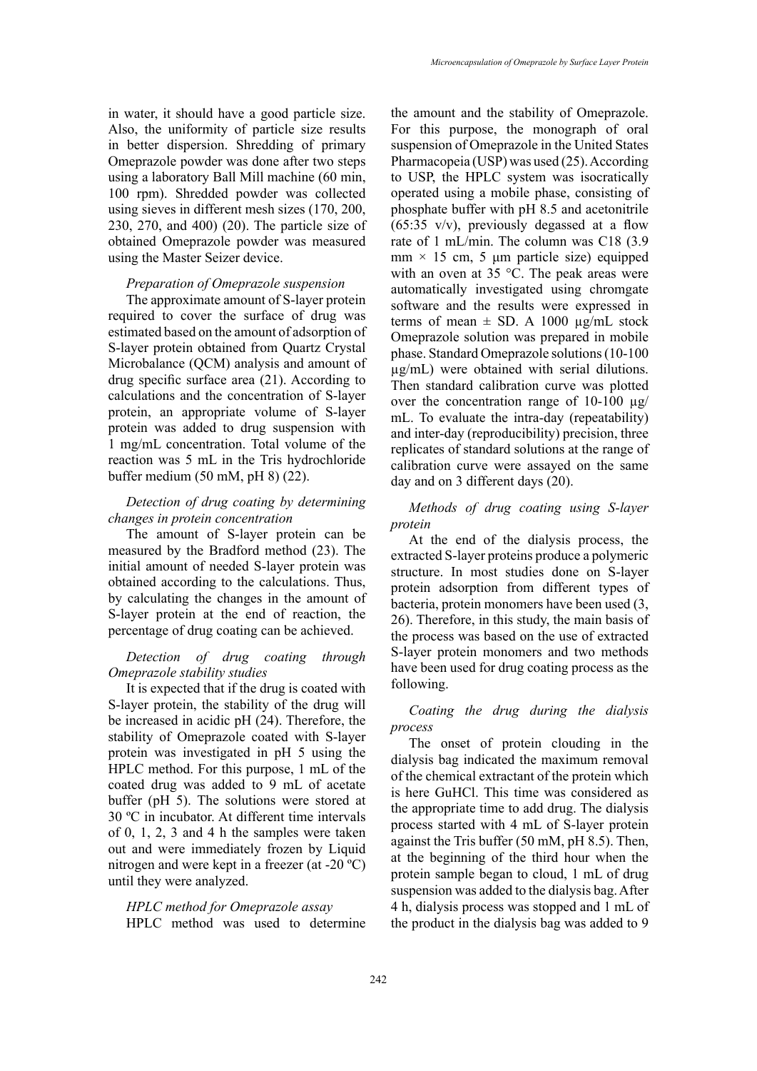in water, it should have a good particle size. Also, the uniformity of particle size results in better dispersion. Shredding of primary Omeprazole powder was done after two steps using a laboratory Ball Mill machine (60 min, 100 rpm). Shredded powder was collected using sieves in different mesh sizes (170, 200, 230, 270, and 400) (20). The particle size of obtained Omeprazole powder was measured using the Master Seizer device.

*Preparation of Omeprazole suspension*

The approximate amount of S-layer protein required to cover the surface of drug was estimated based on the amount of adsorption of S-layer protein obtained from Quartz Crystal Microbalance (QCM) analysis and amount of drug specific surface area (21). According to calculations and the concentration of S-layer protein, an appropriate volume of S-layer protein was added to drug suspension with 1 mg/mL concentration. Total volume of the reaction was 5 mL in the Tris hydrochloride buffer medium (50 mM, pH 8) (22).

*Detection of drug coating by determining changes in protein concentration*

The amount of S-layer protein can be measured by the Bradford method (23). The initial amount of needed S-layer protein was obtained according to the calculations. Thus, by calculating the changes in the amount of S-layer protein at the end of reaction, the percentage of drug coating can be achieved.

*Detection of drug coating through Omeprazole stability studies*

It is expected that if the drug is coated with S-layer protein, the stability of the drug will be increased in acidic pH (24). Therefore, the stability of Omeprazole coated with S-layer protein was investigated in pH 5 using the HPLC method. For this purpose, 1 mL of the coated drug was added to 9 mL of acetate buffer (pH 5). The solutions were stored at 30 ºC in incubator. At different time intervals of 0, 1, 2, 3 and 4 h the samples were taken out and were immediately frozen by Liquid nitrogen and were kept in a freezer (at -20 ºC) until they were analyzed.

*HPLC method for Omeprazole assay*

HPLC method was used to determine the amount and the stability of Omeprazole. For this purpose, the monograph of oral suspension of Omeprazole in the United States Pharmacopeia (USP) was used (25). According to USP, the HPLC system was isocratically operated using a mobile phase, consisting of phosphate buffer with pH 8.5 and acetonitrile (65:35 v/v), previously degassed at a flow rate of 1 mL/min. The column was C18 (3.9 mm × 15 cm, 5 µm particle size) equipped with an oven at 35 °C. The peak areas were automatically investigated using chromgate software and the results were expressed in terms of mean ± SD. A 1000 µg/mL stock Omeprazole solution was prepared in mobile phase. Standard Omeprazole solutions (10-100 µg/mL) were obtained with serial dilutions. Then standard calibration curve was plotted over the concentration range of 10-100 µg/mL. To evaluate the intra-day (repeatability) and inter-day (reproducibility) precision, three replicates of standard solutions at the range of calibration curve were assayed on the same day and on 3 different days (20).

*Methods of drug coating using S-layer protein*

At the end of the dialysis process, the extracted S-layer proteins produce a polymeric structure. In most studies done on S-layer protein adsorption from different types of bacteria, protein monomers have been used (3, 26). Therefore, in this study, the main basis of the process was based on the use of extracted S-layer protein monomers and two methods have been used for drug coating process as the following.

*Coating the drug during the dialysis process*

The onset of protein clouding in the dialysis bag indicated the maximum removal of the chemical extractant of the protein which is here GuHCl. This time was considered as the appropriate time to add drug. The dialysis process started with 4 mL of S-layer protein against the Tris buffer (50 mM, pH 8.5). Then, at the beginning of the third hour when the protein sample began to cloud, 1 mL of drug suspension was added to the dialysis bag. After 4 h, dialysis process was stopped and 1 mL of the product in the dialysis bag was added to 9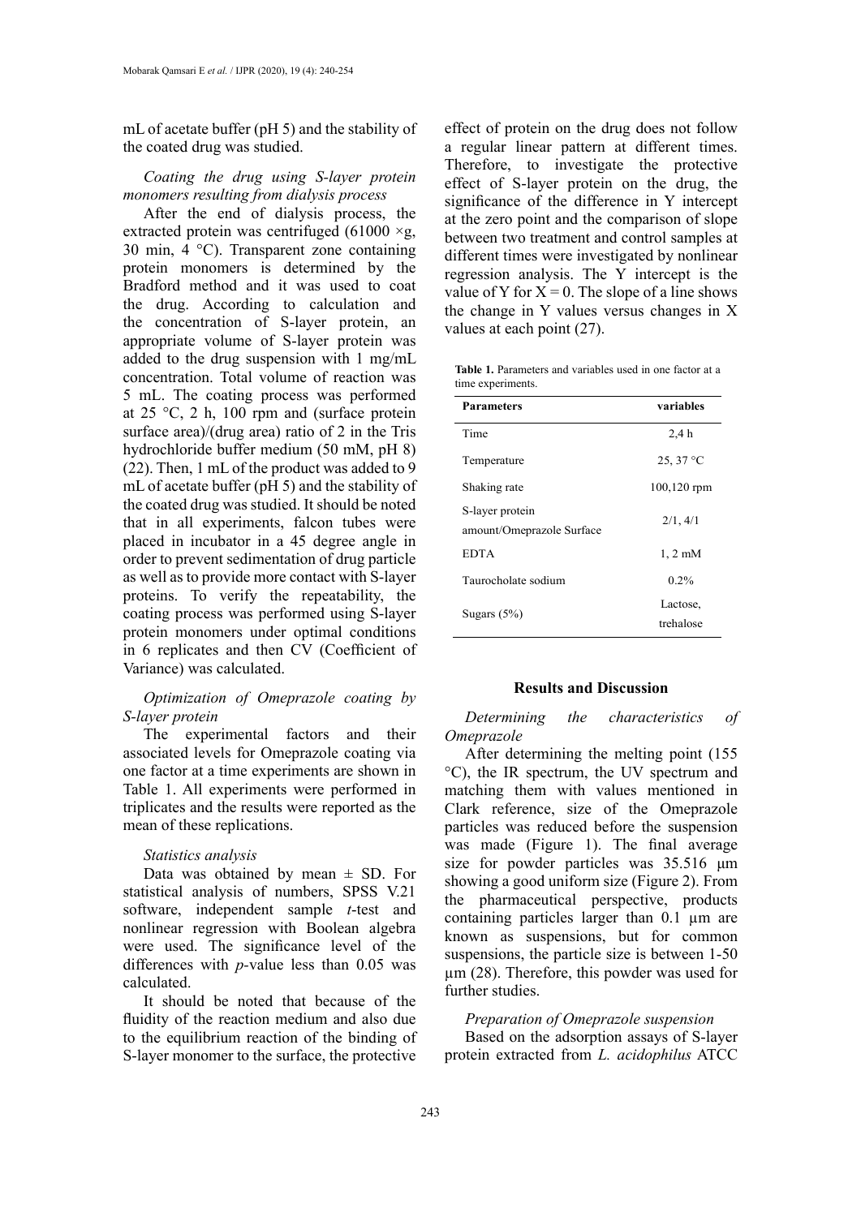mL of acetate buffer (pH 5) and the stability of the coated drug was studied.

*Coating the drug using S-layer protein monomers resulting from dialysis process*

After the end of dialysis process, the extracted protein was centrifuged (61000 ×g, 30 min, 4 °C). Transparent zone containing protein monomers is determined by the Bradford method and it was used to coat the drug. According to calculation and the concentration of S-layer protein, an appropriate volume of S-layer protein was added to the drug suspension with 1 mg/mL concentration. Total volume of reaction was 5 mL. The coating process was performed at 25 °C, 2 h, 100 rpm and (surface protein surface area)/(drug area) ratio of 2 in the Tris hydrochloride buffer medium (50 mM, pH 8) (22). Then, 1 mL of the product was added to 9 mL of acetate buffer (pH 5) and the stability of the coated drug was studied. It should be noted that in all experiments, falcon tubes were placed in incubator in a 45 degree angle in order to prevent sedimentation of drug particle as well as to provide more contact with S-layer proteins. To verify the repeatability, the coating process was performed using S-layer protein monomers under optimal conditions in 6 replicates and then CV (Coefficient of Variance) was calculated.

*Optimization of Omeprazole coating by S-layer protein*

The experimental factors and their associated levels for Omeprazole coating via one factor at a time experiments are shown in Table 1. All experiments were performed in triplicates and the results were reported as the mean of these replications.

*Statistics analysis*

Data was obtained by mean ± SD. For statistical analysis of numbers, SPSS V.21 software, independent sample *t*-test and nonlinear regression with Boolean algebra were used. The significance level of the differences with *p*-value less than 0.05 was calculated.

It should be noted that because of the fluidity of the reaction medium and also due to the equilibrium reaction of the binding of S-layer monomer to the surface, the protective effect of protein on the drug does not follow a regular linear pattern at different times. Therefore, to investigate the protective effect of S-layer protein on the drug, the significance of the difference in Y intercept at the zero point and the comparison of slope between two treatment and control samples at different times were investigated by nonlinear regression analysis. The Y intercept is the value of Y for X = 0. The slope of a line shows the change in Y values versus changes in X values at each point (27).

**Table 1.** Parameters and variables used in one factor at a time experiments.

| Parameters | variables |
|---|---|
| Time | 2,4 h |
| Temperature | 25, 37 °C |
| Shaking rate | 100,120 rpm |
| S-layer protein amount/Omeprazole Surface | 2/1, 4/1 |
| EDTA | 1, 2 mM |
| Taurocholate sodium | 0.2% |
| Sugars (5%) | Lactose, trehalose |

## Results and Discussion

*Determining the characteristics of Omeprazole*

After determining the melting point (155 °C), the IR spectrum, the UV spectrum and matching them with values mentioned in Clark reference, size of the Omeprazole particles was reduced before the suspension was made (Figure 1). The final average size for powder particles was 35.516 µm showing a good uniform size (Figure 2). From the pharmaceutical perspective, products containing particles larger than 0.1 µm are known as suspensions, but for common suspensions, the particle size is between 1-50 µm (28). Therefore, this powder was used for further studies.

*Preparation of Omeprazole suspension*

Based on the adsorption assays of S-layer protein extracted from *L. acidophilus* ATCC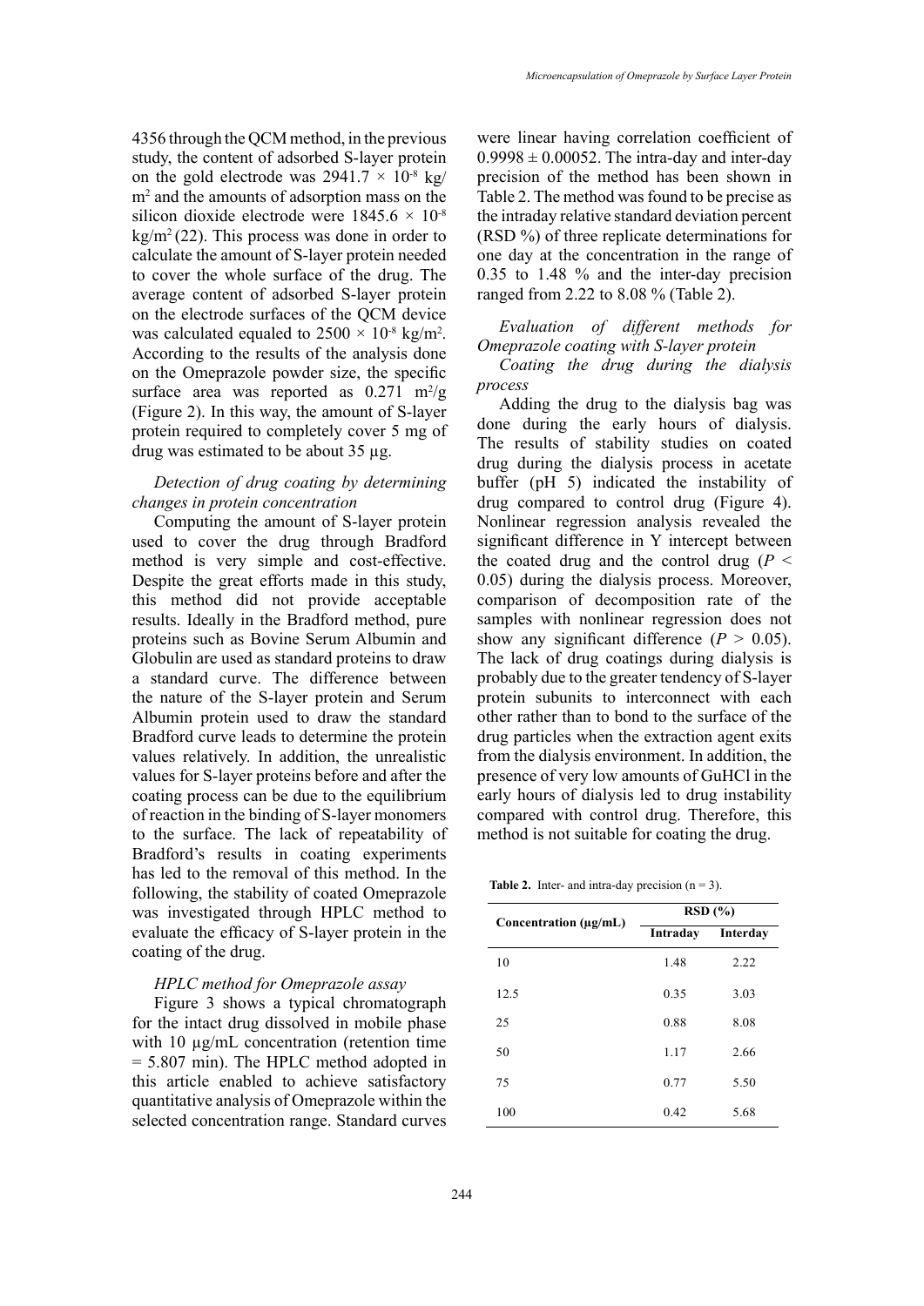4356 through the QCM method, in the previous study, the content of adsorbed S-layer protein on the gold electrode was $2941.7 \times 10^{-8}$ kg/m$^2$ and the amounts of adsorption mass on the silicon dioxide electrode were $1845.6 \times 10^{-8}$ kg/m$^2$ (22). This process was done in order to calculate the amount of S-layer protein needed to cover the whole surface of the drug. The average content of adsorbed S-layer protein on the electrode surfaces of the QCM device was calculated equaled to $2500 \times 10^{-8}$ kg/m$^2$. According to the results of the analysis done on the Omeprazole powder size, the specific surface area was reported as 0.271 m$^2$/g (Figure 2). In this way, the amount of S-layer protein required to completely cover 5 mg of drug was estimated to be about 35 µg.

*Detection of drug coating by determining changes in protein concentration*

Computing the amount of S-layer protein used to cover the drug through Bradford method is very simple and cost-effective. Despite the great efforts made in this study, this method did not provide acceptable results. Ideally in the Bradford method, pure proteins such as Bovine Serum Albumin and Globulin are used as standard proteins to draw a standard curve. The difference between the nature of the S-layer protein and Serum Albumin protein used to draw the standard Bradford curve leads to determine the protein values relatively. In addition, the unrealistic values for S-layer proteins before and after the coating process can be due to the equilibrium of reaction in the binding of S-layer monomers to the surface. The lack of repeatability of Bradford's results in coating experiments has led to the removal of this method. In the following, the stability of coated Omeprazole was investigated through HPLC method to evaluate the efficacy of S-layer protein in the coating of the drug.

*HPLC method for Omeprazole assay*

Figure 3 shows a typical chromatograph for the intact drug dissolved in mobile phase with 10 µg/mL concentration (retention time = 5.807 min). The HPLC method adopted in this article enabled to achieve satisfactory quantitative analysis of Omeprazole within the selected concentration range. Standard curves were linear having correlation coefficient of $0.9998 \pm 0.00052$. The intra-day and inter-day precision of the method has been shown in Table 2. The method was found to be precise as the intraday relative standard deviation percent (RSD %) of three replicate determinations for one day at the concentration in the range of 0.35 to 1.48 % and the inter-day precision ranged from 2.22 to 8.08 % (Table 2).

*Evaluation of different methods for Omeprazole coating with S-layer protein*

*Coating the drug during the dialysis process*

Adding the drug to the dialysis bag was done during the early hours of dialysis. The results of stability studies on coated drug during the dialysis process in acetate buffer (pH 5) indicated the instability of drug compared to control drug (Figure 4). Nonlinear regression analysis revealed the significant difference in Y intercept between the coated drug and the control drug ($P < 0.05$) during the dialysis process. Moreover, comparison of decomposition rate of the samples with nonlinear regression does not show any significant difference ($P > 0.05$). The lack of drug coatings during dialysis is probably due to the greater tendency of S-layer protein subunits to interconnect with each other rather than to bond to the surface of the drug particles when the extraction agent exits from the dialysis environment. In addition, the presence of very low amounts of GuHCl in the early hours of dialysis led to drug instability compared with control drug. Therefore, this method is not suitable for coating the drug.

**Table 2.** Inter- and intra-day precision (n = 3).

| Concentration (µg/mL) | RSD (%) | |
|---|---|---|
| | Intraday | Interday |
| 10 | 1.48 | 2.22 |
| 12.5 | 0.35 | 3.03 |
| 25 | 0.88 | 8.08 |
| 50 | 1.17 | 2.66 |
| 75 | 0.77 | 5.50 |
| 100 | 0.42 | 5.68 |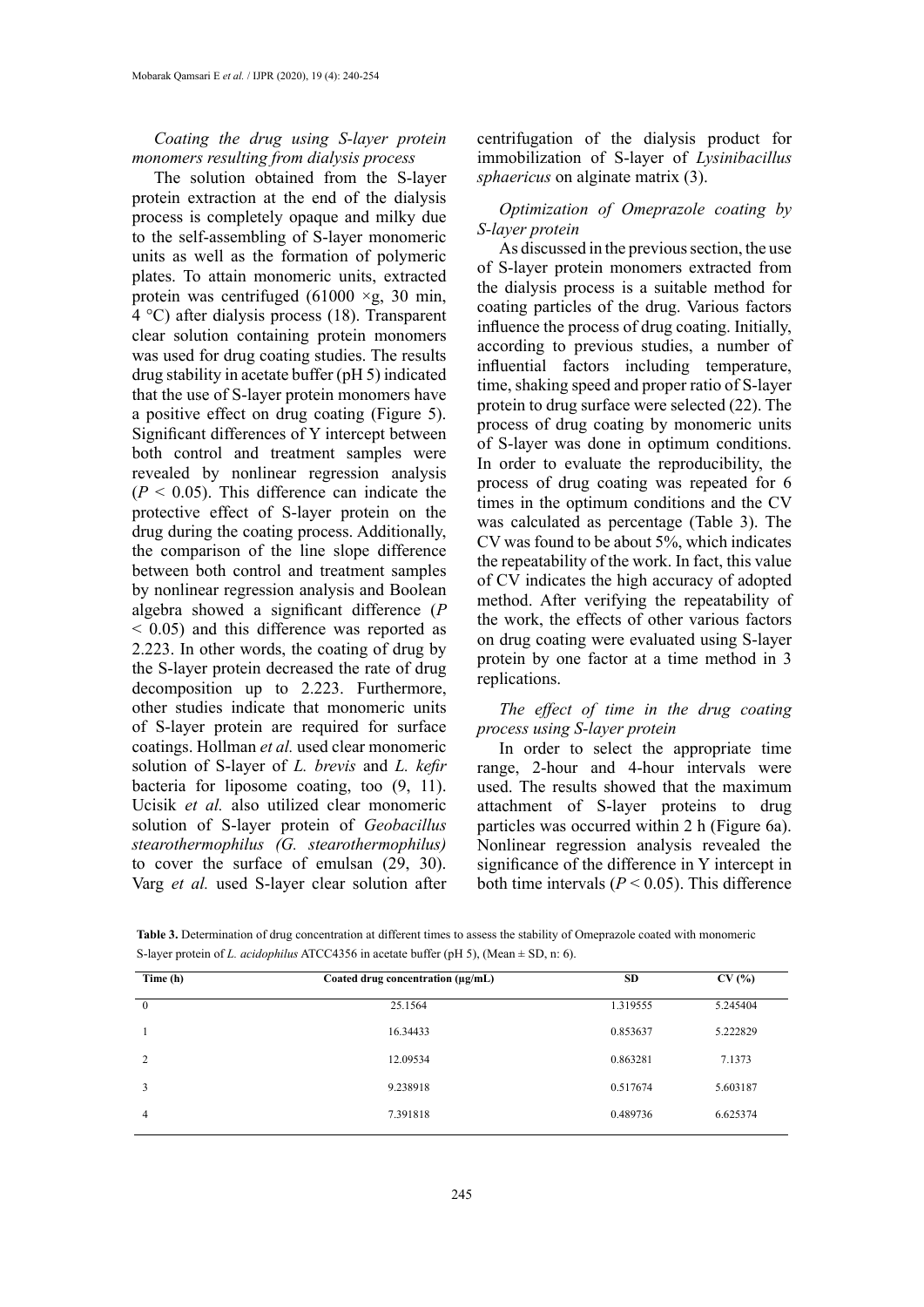*Coating the drug using S-layer protein monomers resulting from dialysis process*

The solution obtained from the S-layer protein extraction at the end of the dialysis process is completely opaque and milky due to the self-assembling of S-layer monomeric units as well as the formation of polymeric plates. To attain monomeric units, extracted protein was centrifuged (61000 ×g, 30 min, 4 °C) after dialysis process (18). Transparent clear solution containing protein monomers was used for drug coating studies. The results drug stability in acetate buffer (pH 5) indicated that the use of S-layer protein monomers have a positive effect on drug coating (Figure 5). Significant differences of Y intercept between both control and treatment samples were revealed by nonlinear regression analysis ($P < 0.05$). This difference can indicate the protective effect of S-layer protein on the drug during the coating process. Additionally, the comparison of the line slope difference between both control and treatment samples by nonlinear regression analysis and Boolean algebra showed a significant difference ($P < 0.05$) and this difference was reported as 2.223. In other words, the coating of drug by the S-layer protein decreased the rate of drug decomposition up to 2.223. Furthermore, other studies indicate that monomeric units of S-layer protein are required for surface coatings. Hollman *et al.* used clear monomeric solution of S-layer of *L. brevis* and *L. kefir* bacteria for liposome coating, too (9, 11). Ucisik *et al.* also utilized clear monomeric solution of S-layer protein of *Geobacillus stearothermophilus (G. stearothermophilus)* to cover the surface of emulsan (29, 30). Varg *et al.* used S-layer clear solution after centrifugation of the dialysis product for immobilization of S-layer of *Lysinibacillus sphaericus* on alginate matrix (3).

*Optimization of Omeprazole coating by S-layer protein*

As discussed in the previous section, the use of S-layer protein monomers extracted from the dialysis process is a suitable method for coating particles of the drug. Various factors influence the process of drug coating. Initially, according to previous studies, a number of influential factors including temperature, time, shaking speed and proper ratio of S-layer protein to drug surface were selected (22). The process of drug coating by monomeric units of S-layer was done in optimum conditions. In order to evaluate the reproducibility, the process of drug coating was repeated for 6 times in the optimum conditions and the CV was calculated as percentage (Table 3). The CV was found to be about 5%, which indicates the repeatability of the work. In fact, this value of CV indicates the high accuracy of adopted method. After verifying the repeatability of the work, the effects of other various factors on drug coating were evaluated using S-layer protein by one factor at a time method in 3 replications.

*The effect of time in the drug coating process using S-layer protein*

In order to select the appropriate time range, 2-hour and 4-hour intervals were used. The results showed that the maximum attachment of S-layer proteins to drug particles was occurred within 2 h (Figure 6a). Nonlinear regression analysis revealed the significance of the difference in Y intercept in both time intervals ($P < 0.05$). This difference

**Table 3.** Determination of drug concentration at different times to assess the stability of Omeprazole coated with monomeric S-layer protein of *L. acidophilus* ATCC4356 in acetate buffer (pH 5), (Mean ± SD, n: 6).

| Time (h) | Coated drug concentration (µg/mL) | SD | CV (%) |
|---|---|---|---|
| 0 | 25.1564 | 1.319555 | 5.245404 |
| 1 | 16.34433 | 0.853637 | 5.222829 |
| 2 | 12.09534 | 0.863281 | 7.1373 |
| 3 | 9.238918 | 0.517674 | 5.603187 |
| 4 | 7.391818 | 0.489736 | 6.625374 |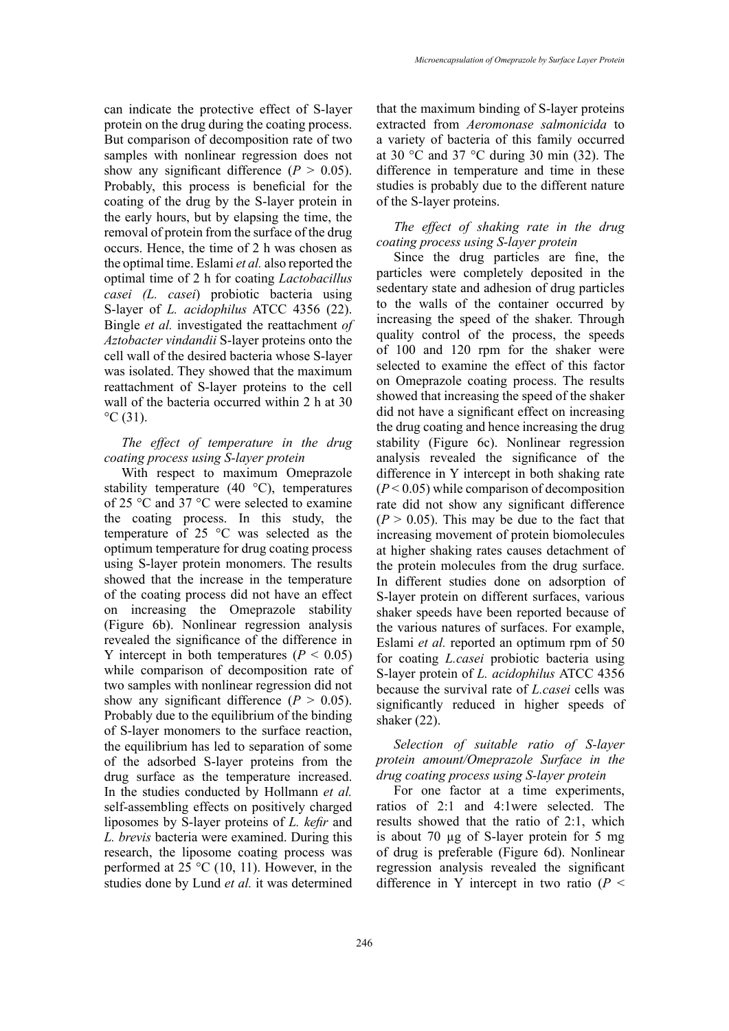can indicate the protective effect of S-layer protein on the drug during the coating process. But comparison of decomposition rate of two samples with nonlinear regression does not show any significant difference ($P > 0.05$). Probably, this process is beneficial for the coating of the drug by the S-layer protein in the early hours, but by elapsing the time, the removal of protein from the surface of the drug occurs. Hence, the time of 2 h was chosen as the optimal time. Eslami *et al.* also reported the optimal time of 2 h for coating *Lactobacillus casei (L. casei*) probiotic bacteria using S-layer of *L. acidophilus* ATCC 4356 (22). Bingle *et al.* investigated the reattachment *of Aztobacter vindandii* S-layer proteins onto the cell wall of the desired bacteria whose S-layer was isolated. They showed that the maximum reattachment of S-layer proteins to the cell wall of the bacteria occurred within 2 h at 30 °C (31).

*The effect of temperature in the drug coating process using S-layer protein*

With respect to maximum Omeprazole stability temperature (40 °C), temperatures of 25 °C and 37 °C were selected to examine the coating process. In this study, the temperature of 25 °C was selected as the optimum temperature for drug coating process using S-layer protein monomers. The results showed that the increase in the temperature of the coating process did not have an effect on increasing the Omeprazole stability (Figure 6b). Nonlinear regression analysis revealed the significance of the difference in Y intercept in both temperatures ($P < 0.05$) while comparison of decomposition rate of two samples with nonlinear regression did not show any significant difference ($P > 0.05$). Probably due to the equilibrium of the binding of S-layer monomers to the surface reaction, the equilibrium has led to separation of some of the adsorbed S-layer proteins from the drug surface as the temperature increased. In the studies conducted by Hollmann *et al.* self-assembling effects on positively charged liposomes by S-layer proteins of *L. kefir* and *L. brevis* bacteria were examined. During this research, the liposome coating process was performed at 25 °C (10, 11). However, in the studies done by Lund *et al.* it was determined that the maximum binding of S-layer proteins extracted from *Aeromonase salmonicida* to a variety of bacteria of this family occurred at 30 °C and 37 °C during 30 min (32). The difference in temperature and time in these studies is probably due to the different nature of the S-layer proteins.

*The effect of shaking rate in the drug coating process using S-layer protein*

Since the drug particles are fine, the particles were completely deposited in the sedentary state and adhesion of drug particles to the walls of the container occurred by increasing the speed of the shaker. Through quality control of the process, the speeds of 100 and 120 rpm for the shaker were selected to examine the effect of this factor on Omeprazole coating process. The results showed that increasing the speed of the shaker did not have a significant effect on increasing the drug coating and hence increasing the drug stability (Figure 6c). Nonlinear regression analysis revealed the significance of the difference in Y intercept in both shaking rate ($P < 0.05$) while comparison of decomposition rate did not show any significant difference ($P > 0.05$). This may be due to the fact that increasing movement of protein biomolecules at higher shaking rates causes detachment of the protein molecules from the drug surface. In different studies done on adsorption of S-layer protein on different surfaces, various shaker speeds have been reported because of the various natures of surfaces. For example, Eslami *et al.* reported an optimum rpm of 50 for coating *L.casei* probiotic bacteria using S-layer protein of *L. acidophilus* ATCC 4356 because the survival rate of *L.casei* cells was significantly reduced in higher speeds of shaker (22).

*Selection of suitable ratio of S-layer protein amount/Omeprazole Surface in the drug coating process using S-layer protein*

For one factor at a time experiments, ratios of 2:1 and 4:1were selected. The results showed that the ratio of 2:1, which is about 70 µg of S-layer protein for 5 mg of drug is preferable (Figure 6d). Nonlinear regression analysis revealed the significant difference in Y intercept in two ratio ($P <$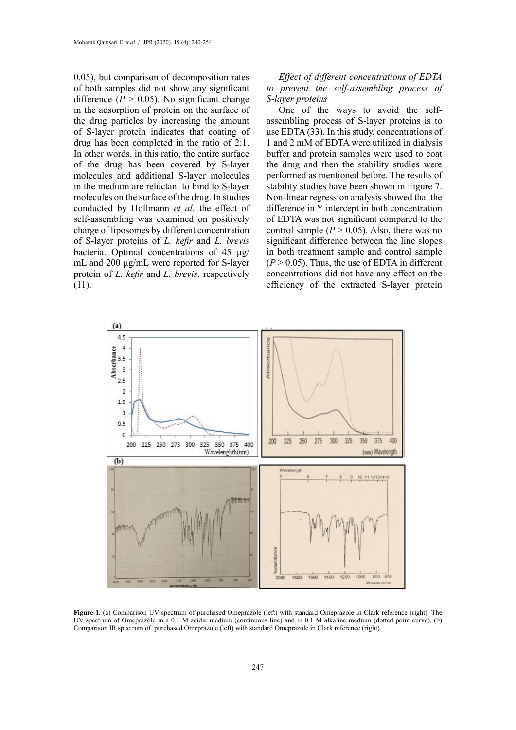0.05), but comparison of decomposition rates of both samples did not show any significant difference ($P > 0.05$). No significant change in the adsorption of protein on the surface of the drug particles by increasing the amount of S-layer protein indicates that coating of drug has been completed in the ratio of 2:1. In other words, in this ratio, the entire surface of the drug has been covered by S-layer molecules and additional S-layer molecules in the medium are reluctant to bind to S-layer molecules on the surface of the drug. In studies conducted by Hollmann *et al.* the effect of self-assembling was examined on positively charge of liposomes by different concentration of S-layer proteins of *L. kefir* and *L. brevis* bacteria. Optimal concentrations of 45 µg/mL and 200 µg/mL were reported for S-layer protein of *L. kefir* and *L. brevis*, respectively (11).

*Effect of different concentrations of EDTA to prevent the self-assembling process of S-layer proteins*

One of the ways to avoid the self-assembling process of S-layer proteins is to use EDTA (33). In this study, concentrations of 1 and 2 mM of EDTA were utilized in dialysis buffer and protein samples were used to coat the drug and then the stability studies were performed as mentioned before. The results of stability studies have been shown in Figure 7. Non-linear regression analysis showed that the difference in Y intercept in both concentration of EDTA was not significant compared to the control sample ($P > 0.05$). Also, there was no significant difference between the line slopes in both treatment sample and control sample ($P > 0.05$). Thus, the use of EDTA in different concentrations did not have any effect on the efficiency of the extracted S-layer protein

**Figure 1.** (a) Comparison UV spectrum of purchased Omeprazole (left) with standard Omeprazole in Clark reference (right). The UV spectrum of Omeprazole in a 0.1 M acidic medium (continuous line) and in 0.1 M alkaline medium (dotted point curve), (b) Comparison IR spectrum of purchased Omeprazole (left) with standard Omeprazole in Clark reference (right).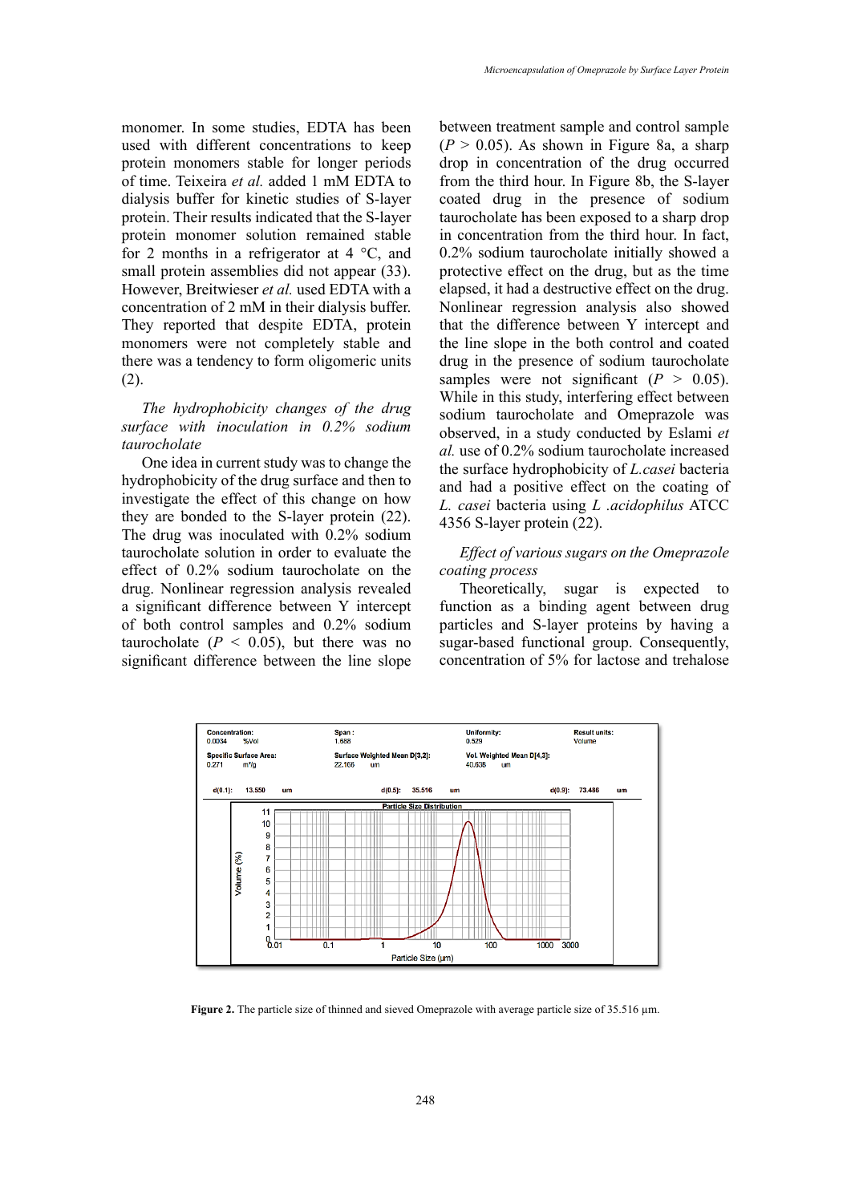monomer. In some studies, EDTA has been used with different concentrations to keep protein monomers stable for longer periods of time. Teixeira *et al.* added 1 mM EDTA to dialysis buffer for kinetic studies of S-layer protein. Their results indicated that the S-layer protein monomer solution remained stable for 2 months in a refrigerator at 4 °C, and small protein assemblies did not appear (33). However, Breitwieser *et al.* used EDTA with a concentration of 2 mM in their dialysis buffer. They reported that despite EDTA, protein monomers were not completely stable and there was a tendency to form oligomeric units (2).

*The hydrophobicity changes of the drug surface with inoculation in 0.2% sodium taurocholate*

One idea in current study was to change the hydrophobicity of the drug surface and then to investigate the effect of this change on how they are bonded to the S-layer protein (22). The drug was inoculated with 0.2% sodium taurocholate solution in order to evaluate the effect of 0.2% sodium taurocholate on the drug. Nonlinear regression analysis revealed a significant difference between Y intercept of both control samples and 0.2% sodium taurocholate ($P < 0.05$), but there was no significant difference between the line slope between treatment sample and control sample ($P > 0.05$). As shown in Figure 8a, a sharp drop in concentration of the drug occurred from the third hour. In Figure 8b, the S-layer coated drug in the presence of sodium taurocholate has been exposed to a sharp drop in concentration from the third hour. In fact, 0.2% sodium taurocholate initially showed a protective effect on the drug, but as the time elapsed, it had a destructive effect on the drug. Nonlinear regression analysis also showed that the difference between Y intercept and the line slope in the both control and coated drug in the presence of sodium taurocholate samples were not significant ($P > 0.05$). While in this study, interfering effect between sodium taurocholate and Omeprazole was observed, in a study conducted by Eslami *et al.* use of 0.2% sodium taurocholate increased the surface hydrophobicity of *L.casei* bacteria and had a positive effect on the coating of *L. casei* bacteria using *L .acidophilus* ATCC 4356 S-layer protein (22).

*Effect of various sugars on the Omeprazole coating process*

Theoretically, sugar is expected to function as a binding agent between drug particles and S-layer proteins by having a sugar-based functional group. Consequently, concentration of 5% for lactose and trehalose

| Concentration: | Span : | Uniformity: | Result units: |
|---|---|---|---|
| 0.0034 %Vol | 1.688 | 0.529 | Volume |
| **Specific Surface Area:** | **Surface Weighted Mean D[3,2]:** | **Vol. Weighted Mean D[4,3]:** | |
| 0.271 m²/g | 22.168 um | 40.638 um | |

d(0.1): 13.550 um    d(0.5): 35.516 um    d(0.9): 73.486 um

**Figure 2.** The particle size of thinned and sieved Omeprazole with average particle size of 35.516 µm.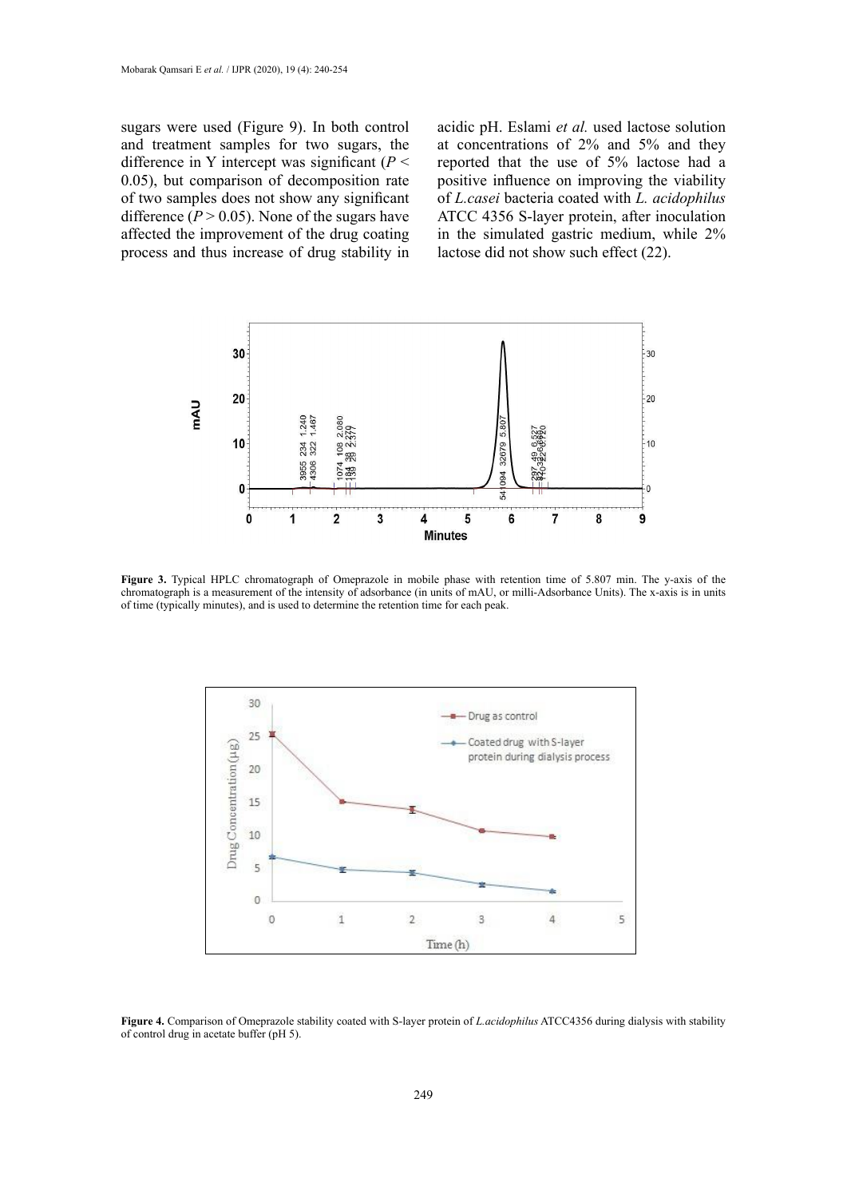sugars were used (Figure 9). In both control and treatment samples for two sugars, the difference in Y intercept was significant ($P < 0.05$), but comparison of decomposition rate of two samples does not show any significant difference ($P > 0.05$). None of the sugars have affected the improvement of the drug coating process and thus increase of drug stability in acidic pH. Eslami *et al.* used lactose solution at concentrations of 2% and 5% and they reported that the use of 5% lactose had a positive influence on improving the viability of *L.casei* bacteria coated with *L. acidophilus* ATCC 4356 S-layer protein, after inoculation in the simulated gastric medium, while 2% lactose did not show such effect (22).

**Figure 3.** Typical HPLC chromatograph of Omeprazole in mobile phase with retention time of 5.807 min. The y-axis of the chromatograph is a measurement of the intensity of adsorbance (in units of mAU, or milli-Adsorbance Units). The x-axis is in units of time (typically minutes), and is used to determine the retention time for each peak.

**Figure 4.** Comparison of Omeprazole stability coated with S-layer protein of *L.acidophilus* ATCC4356 during dialysis with stability of control drug in acetate buffer (pH 5).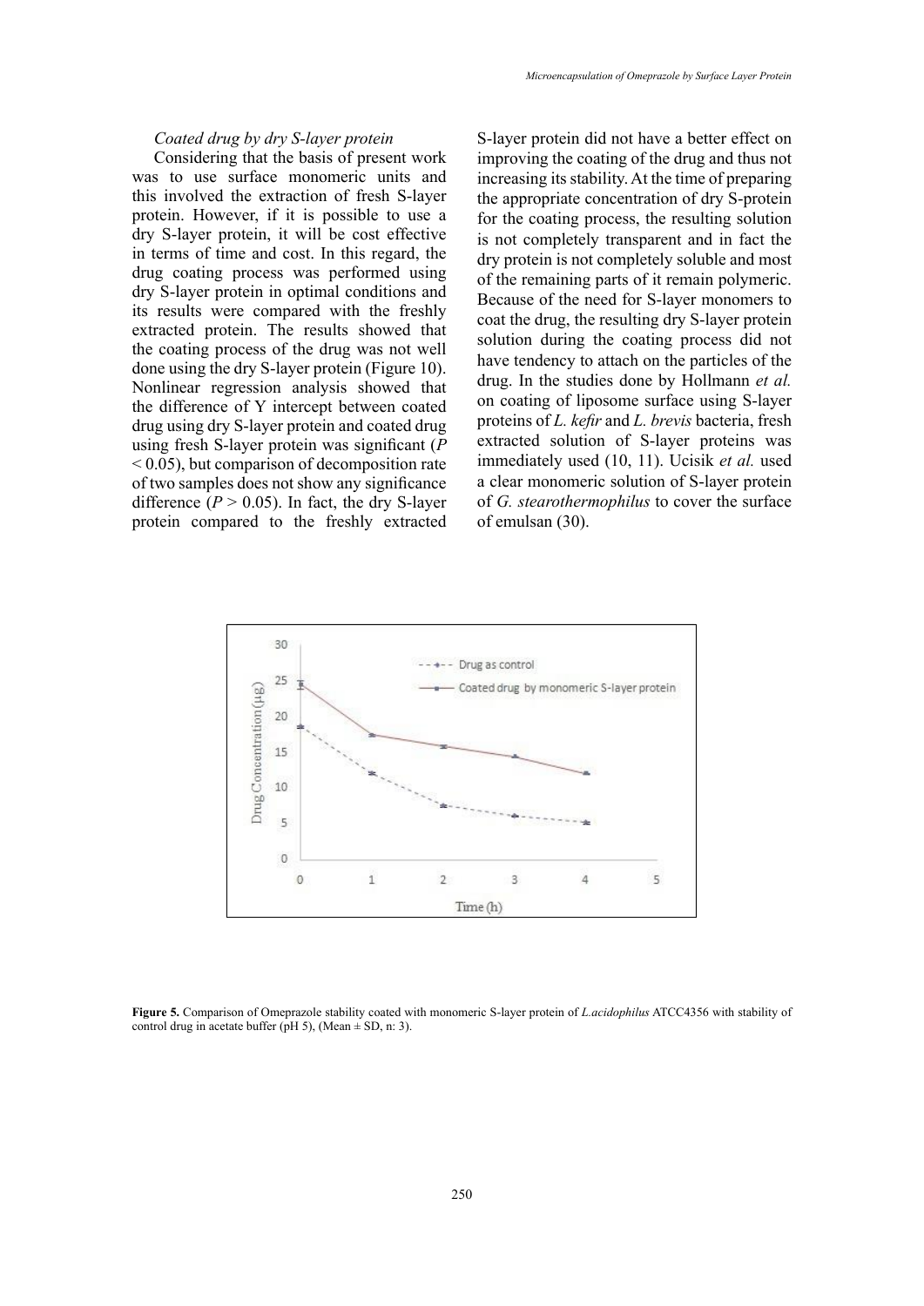*Coated drug by dry S-layer protein*

Considering that the basis of present work was to use surface monomeric units and this involved the extraction of fresh S-layer protein. However, if it is possible to use a dry S-layer protein, it will be cost effective in terms of time and cost. In this regard, the drug coating process was performed using dry S-layer protein in optimal conditions and its results were compared with the freshly extracted protein. The results showed that the coating process of the drug was not well done using the dry S-layer protein (Figure 10). Nonlinear regression analysis showed that the difference of Y intercept between coated drug using dry S-layer protein and coated drug using fresh S-layer protein was significant ($P < 0.05$), but comparison of decomposition rate of two samples does not show any significance difference ($P > 0.05$). In fact, the dry S-layer protein compared to the freshly extracted S-layer protein did not have a better effect on improving the coating of the drug and thus not increasing its stability. At the time of preparing the appropriate concentration of dry S-protein for the coating process, the resulting solution is not completely transparent and in fact the dry protein is not completely soluble and most of the remaining parts of it remain polymeric. Because of the need for S-layer monomers to coat the drug, the resulting dry S-layer protein solution during the coating process did not have tendency to attach on the particles of the drug. In the studies done by Hollmann *et al.* on coating of liposome surface using S-layer proteins of *L. kefir* and *L. brevis* bacteria, fresh extracted solution of S-layer proteins was immediately used (10, 11). Ucisik *et al.* used a clear monomeric solution of S-layer protein of *G. stearothermophilus* to cover the surface of emulsan (30).

**Figure 5.** Comparison of Omeprazole stability coated with monomeric S-layer protein of *L.acidophilus* ATCC4356 with stability of control drug in acetate buffer (pH 5), (Mean ± SD, n: 3).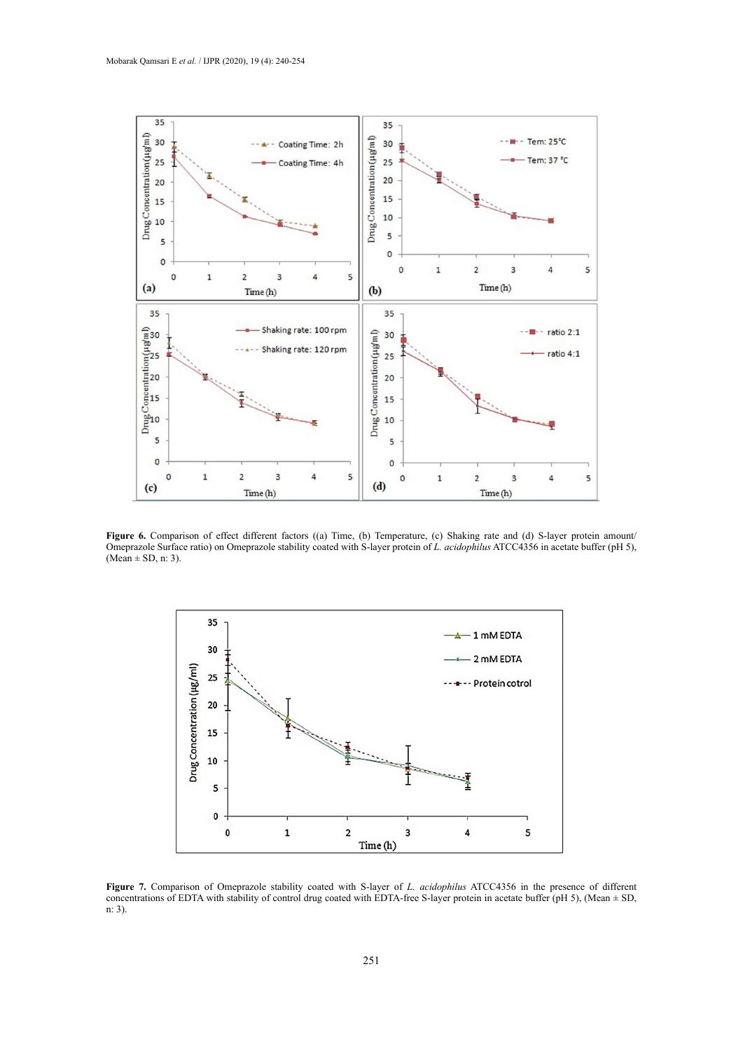**Figure 6.** Comparison of effect different factors ((a) Time, (b) Temperature, (c) Shaking rate and (d) S-layer protein amount/ Omeprazole Surface ratio) on Omeprazole stability coated with S-layer protein of *L. acidophilus* ATCC4356 in acetate buffer (pH 5), (Mean ± SD, n: 3).

**Figure 7.** Comparison of Omeprazole stability coated with S-layer of *L. acidophilus* ATCC4356 in the presence of different concentrations of EDTA with stability of control drug coated with EDTA-free S-layer protein in acetate buffer (pH 5), (Mean ± SD, n: 3).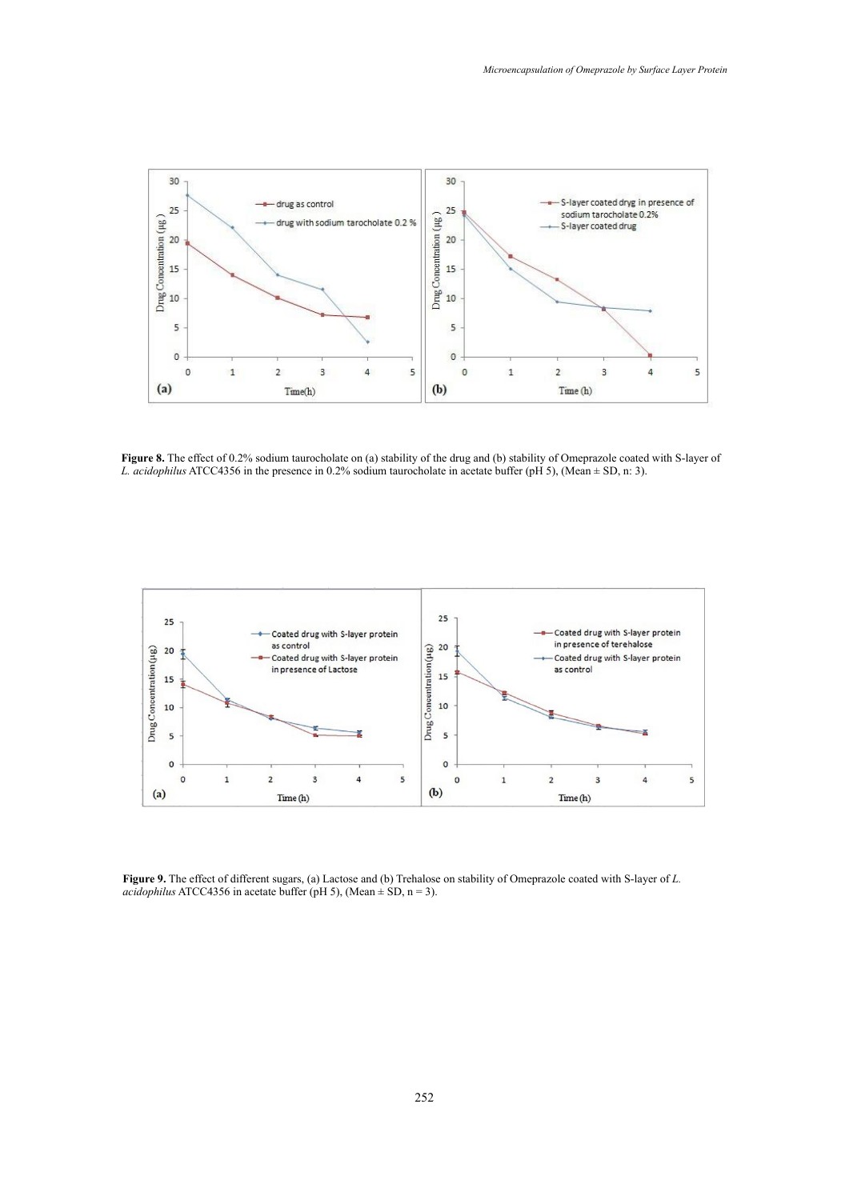**Figure 8.** The effect of 0.2% sodium taurocholate on (a) stability of the drug and (b) stability of Omeprazole coated with S-layer of *L. acidophilus* ATCC4356 in the presence in 0.2% sodium taurocholate in acetate buffer (pH 5), (Mean ± SD, n: 3).

**Figure 9.** The effect of different sugars, (a) Lactose and (b) Trehalose on stability of Omeprazole coated with S-layer of *L. acidophilus* ATCC4356 in acetate buffer (pH 5), (Mean ± SD, n = 3).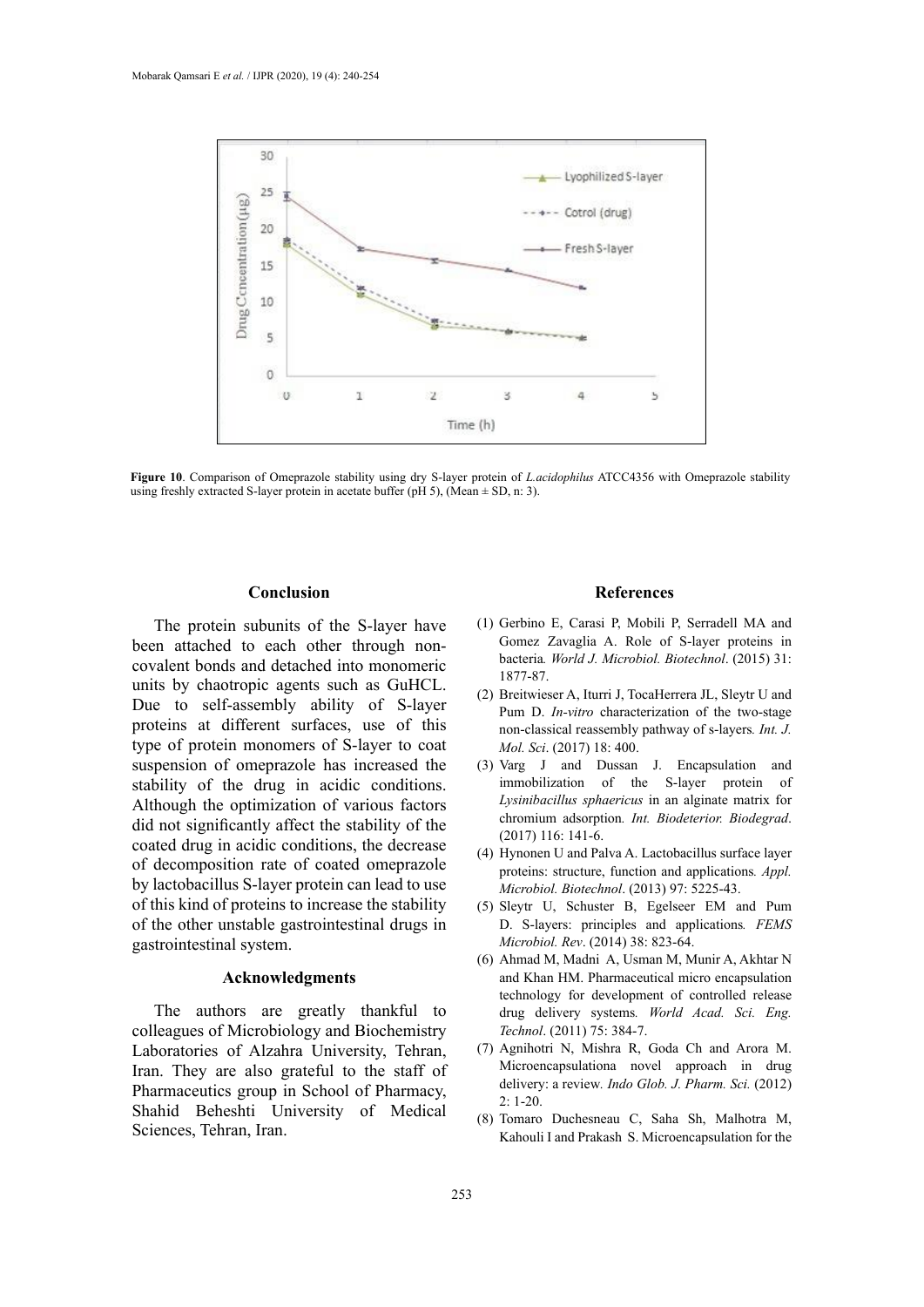Figure 10. Comparison of Omeprazole stability using dry S-layer protein of *L.acidophilus* ATCC4356 with Omeprazole stability using freshly extracted S-layer protein in acetate buffer (pH 5), (Mean ± SD, n: 3).

## Conclusion

The protein subunits of the S-layer have been attached to each other through non-covalent bonds and detached into monomeric units by chaotropic agents such as GuHCL. Due to self-assembly ability of S-layer proteins at different surfaces, use of this type of protein monomers of S-layer to coat suspension of omeprazole has increased the stability of the drug in acidic conditions. Although the optimization of various factors did not significantly affect the stability of the coated drug in acidic conditions, the decrease of decomposition rate of coated omeprazole by lactobacillus S-layer protein can lead to use of this kind of proteins to increase the stability of the other unstable gastrointestinal drugs in gastrointestinal system.

## Acknowledgments

The authors are greatly thankful to colleagues of Microbiology and Biochemistry Laboratories of Alzahra University, Tehran, Iran. They are also grateful to the staff of Pharmaceutics group in School of Pharmacy, Shahid Beheshti University of Medical Sciences, Tehran, Iran.

## References

(1) Gerbino E, Carasi P, Mobili P, Serradell MA and Gomez Zavaglia A. Role of S-layer proteins in bacteria. *World J. Microbiol. Biotechnol*. (2015) 31: 1877-87.

(2) Breitwieser A, Iturri J, TocaHerrera JL, Sleytr U and Pum D. *In-vitro* characterization of the two-stage non-classical reassembly pathway of s-layers. *Int. J. Mol. Sci*. (2017) 18: 400.

(3) Varg J and Dussan J. Encapsulation and immobilization of the S-layer protein of *Lysinibacillus sphaericus* in an alginate matrix for chromium adsorption. *Int. Biodeterior. Biodegrad*. (2017) 116: 141-6.

(4) Hynonen U and Palva A. Lactobacillus surface layer proteins: structure, function and applications. *Appl. Microbiol. Biotechnol*. (2013) 97: 5225-43.

(5) Sleytr U, Schuster B, Egelseer EM and Pum D. S-layers: principles and applications. *FEMS Microbiol. Rev*. (2014) 38: 823-64.

(6) Ahmad M, Madni A, Usman M, Munir A, Akhtar N and Khan HM. Pharmaceutical micro encapsulation technology for development of controlled release drug delivery systems. *World Acad. Sci. Eng. Technol*. (2011) 75: 384-7.

(7) Agnihotri N, Mishra R, Goda Ch and Arora M. Microencapsulationa novel approach in drug delivery: a review. *Indo Glob. J. Pharm. Sci.* (2012) 2: 1-20.

(8) Tomaro Duchesneau C, Saha Sh, Malhotra M, Kahouli I and Prakash S. Microencapsulation for the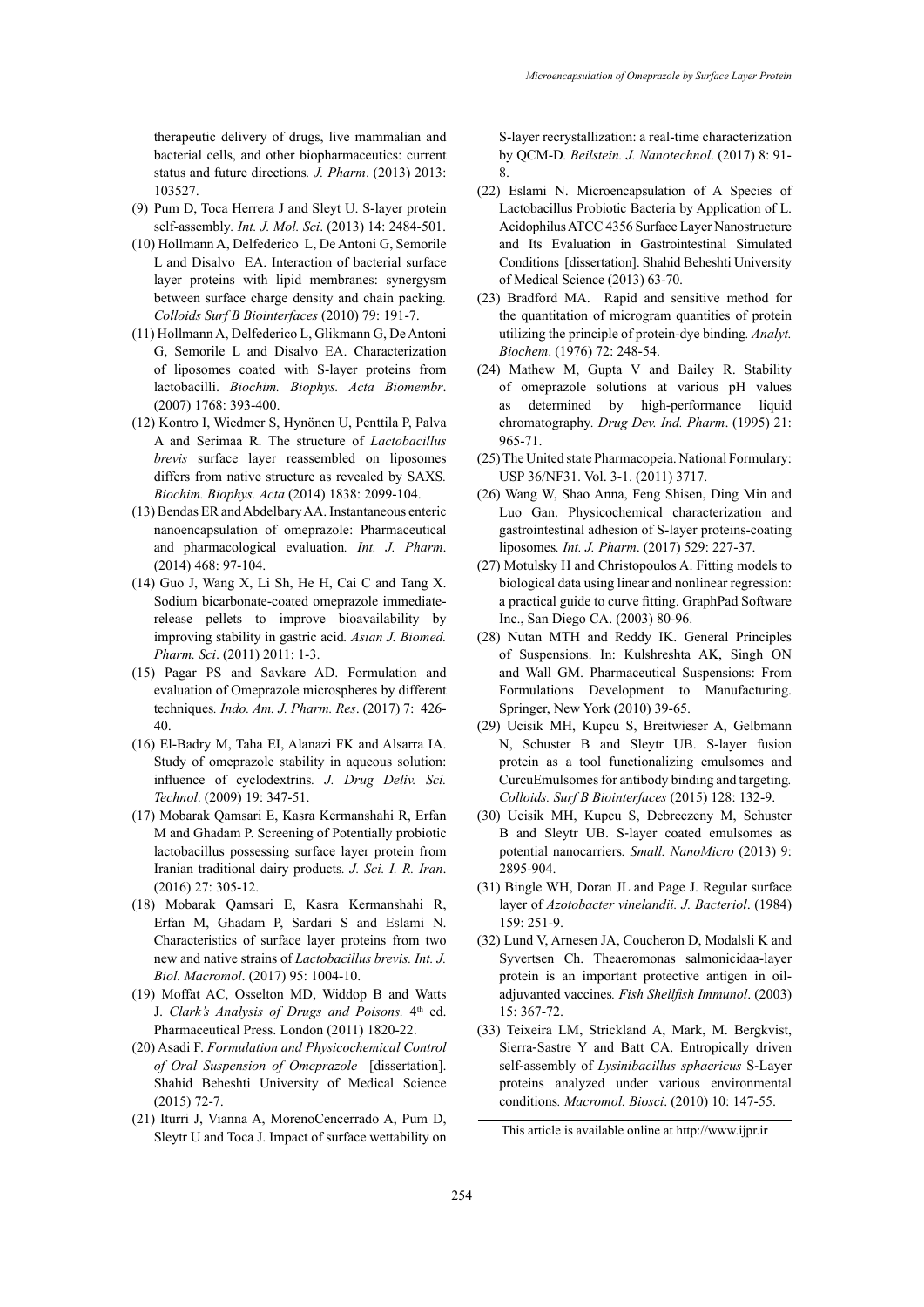therapeutic delivery of drugs, live mammalian and bacterial cells, and other biopharmaceutics: current status and future directions. *J. Pharm*. (2013) 2013: 103527.

(9) Pum D, Toca Herrera J and Sleyt U. S-layer protein self-assembly. *Int. J. Mol. Sci*. (2013) 14: 2484-501.

(10) Hollmann A, Delfederico L, De Antoni G, Semorile L and Disalvo EA. Interaction of bacterial surface layer proteins with lipid membranes: synergysm between surface charge density and chain packing. *Colloids Surf B Biointerfaces* (2010) 79: 191-7.

(11) Hollmann A, Delfederico L, Glikmann G, De Antoni G, Semorile L and Disalvo EA. Characterization of liposomes coated with S-layer proteins from lactobacilli. *Biochim. Biophys. Acta Biomembr*. (2007) 1768: 393-400.

(12) Kontro I, Wiedmer S, Hynönen U, Penttila P, Palva A and Serimaa R. The structure of *Lactobacillus brevis* surface layer reassembled on liposomes differs from native structure as revealed by SAXS. *Biochim. Biophys. Acta* (2014) 1838: 2099-104.

(13) Bendas ER and Abdelbary AA. Instantaneous enteric nanoencapsulation of omeprazole: Pharmaceutical and pharmacological evaluation. *Int. J. Pharm*. (2014) 468: 97-104.

(14) Guo J, Wang X, Li Sh, He H, Cai C and Tang X. Sodium bicarbonate-coated omeprazole immediate-release pellets to improve bioavailability by improving stability in gastric acid. *Asian J. Biomed. Pharm. Sci*. (2011) 2011: 1-3.

(15) Pagar PS and Savkare AD. Formulation and evaluation of Omeprazole microspheres by different techniques. *Indo. Am. J. Pharm. Res*. (2017) 7: 426-40.

(16) El-Badry M, Taha EI, Alanazi FK and Alsarra IA. Study of omeprazole stability in aqueous solution: influence of cyclodextrins. *J. Drug Deliv. Sci. Technol*. (2009) 19: 347-51.

(17) Mobarak Qamsari E, Kasra Kermanshahi R, Erfan M and Ghadam P. Screening of Potentially probiotic lactobacillus possessing surface layer protein from Iranian traditional dairy products. *J. Sci. I. R. Iran*. (2016) 27: 305-12.

(18) Mobarak Qamsari E, Kasra Kermanshahi R, Erfan M, Ghadam P, Sardari S and Eslami N. Characteristics of surface layer proteins from two new and native strains of *Lactobacillus brevis. Int. J. Biol. Macromol*. (2017) 95: 1004-10.

(19) Moffat AC, Osselton MD, Widdop B and Watts J. *Clark's Analysis of Drugs and Poisons.* 4th ed. Pharmaceutical Press. London (2011) 1820-22.

(20) Asadi F. *Formulation and Physicochemical Control of Oral Suspension of Omeprazole* [dissertation]. Shahid Beheshti University of Medical Science (2015) 72-7.

(21) Iturri J, Vianna A, MorenoCencerrado A, Pum D, Sleytr U and Toca J. Impact of surface wettability on S-layer recrystallization: a real-time characterization by QCM-D. *Beilstein. J. Nanotechnol*. (2017) 8: 91-8.

(22) Eslami N. Microencapsulation of A Species of Lactobacillus Probiotic Bacteria by Application of L. Acidophilus ATCC 4356 Surface Layer Nanostructure and Its Evaluation in Gastrointestinal Simulated Conditions [dissertation]. Shahid Beheshti University of Medical Science (2013) 63-70.

(23) Bradford MA. Rapid and sensitive method for the quantitation of microgram quantities of protein utilizing the principle of protein-dye binding. *Analyt. Biochem*. (1976) 72: 248-54.

(24) Mathew M, Gupta V and Bailey R. Stability of omeprazole solutions at various pH values as determined by high-performance liquid chromatography. *Drug Dev. Ind. Pharm*. (1995) 21: 965-71.

(25) The United state Pharmacopeia. National Formulary: USP 36/NF31. Vol. 3-1. (2011) 3717.

(26) Wang W, Shao Anna, Feng Shisen, Ding Min and Luo Gan. Physicochemical characterization and gastrointestinal adhesion of S-layer proteins-coating liposomes. *Int. J. Pharm*. (2017) 529: 227-37.

(27) Motulsky H and Christopoulos A. Fitting models to biological data using linear and nonlinear regression: a practical guide to curve fitting. GraphPad Software Inc., San Diego CA. (2003) 80-96.

(28) Nutan MTH and Reddy IK. General Principles of Suspensions. In: Kulshreshta AK, Singh ON and Wall GM. Pharmaceutical Suspensions: From Formulations Development to Manufacturing. Springer, New York (2010) 39-65.

(29) Ucisik MH, Kupcu S, Breitwieser A, Gelbmann N, Schuster B and Sleytr UB. S-layer fusion protein as a tool functionalizing emulsomes and CurcuEmulsomes for antibody binding and targeting. *Colloids. Surf B Biointerfaces* (2015) 128: 132-9.

(30) Ucisik MH, Kupcu S, Debreczeny M, Schuster B and Sleytr UB. S-layer coated emulsomes as potential nanocarriers. *Small. NanoMicro* (2013) 9: 2895-904.

(31) Bingle WH, Doran JL and Page J. Regular surface layer of *Azotobacter vinelandii. J. Bacteriol*. (1984) 159: 251-9.

(32) Lund V, Arnesen JA, Coucheron D, Modalsli K and Syvertsen Ch. Theaeromonas salmonicidaa-layer protein is an important protective antigen in oil-adjuvanted vaccines. *Fish Shellfish Immunol*. (2003) 15: 367-72.

(33) Teixeira LM, Strickland A, Mark, M. Bergkvist, Sierra-Sastre Y and Batt CA. Entropically driven self-assembly of *Lysinibacillus sphaericus* S-Layer proteins analyzed under various environmental conditions. *Macromol. Biosci*. (2010) 10: 147-55.

This article is available online at http://www.ijpr.ir